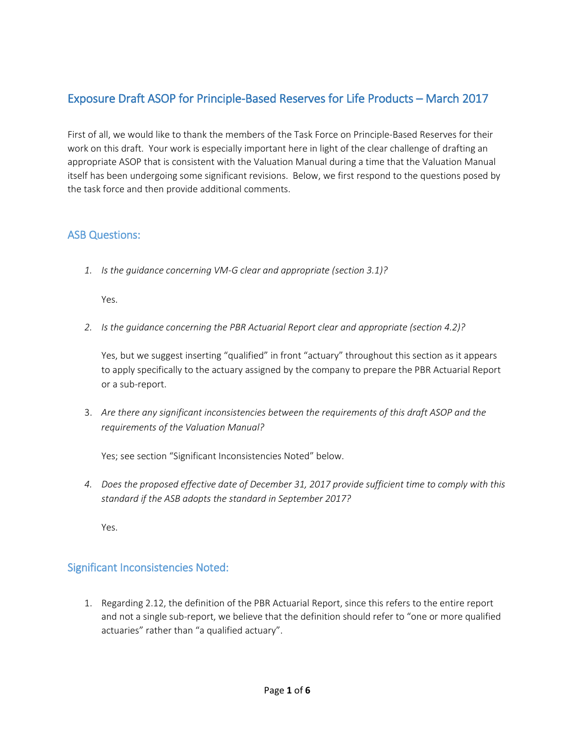# Exposure Draft ASOP for Principle-Based Reserves for Life Products – March 2017

First of all, we would like to thank the members of the Task Force on Principle-Based Reserves for their work on this draft. Your work is especially important here in light of the clear challenge of drafting an appropriate ASOP that is consistent with the Valuation Manual during a time that the Valuation Manual itself has been undergoing some significant revisions. Below, we first respond to the questions posed by the task force and then provide additional comments.

## ASB Questions:

1. *Is the guidance concerning VM-G clear and appropriate (section 3.1)?*

   Yes.

2. *Is the guidance concerning the PBR Actuarial Report clear and appropriate (section 4.2)?*

   Yes, but we suggest inserting "qualified" in front "actuary" throughout this section as it appears to apply specifically to the actuary assigned by the company to prepare the PBR Actuarial Report or a sub-report.

3. *Are there any significant inconsistencies between the requirements of this draft ASOP and the requirements of the Valuation Manual?*

   Yes; see section "Significant Inconsistencies Noted" below.

4. *Does the proposed effective date of December 31, 2017 provide sufficient time to comply with this standard if the ASB adopts the standard in September 2017?*

   Yes.

## Significant Inconsistencies Noted:

1. Regarding 2.12, the definition of the PBR Actuarial Report, since this refers to the entire report and not a single sub-report, we believe that the definition should refer to "one or more qualified actuaries" rather than "a qualified actuary".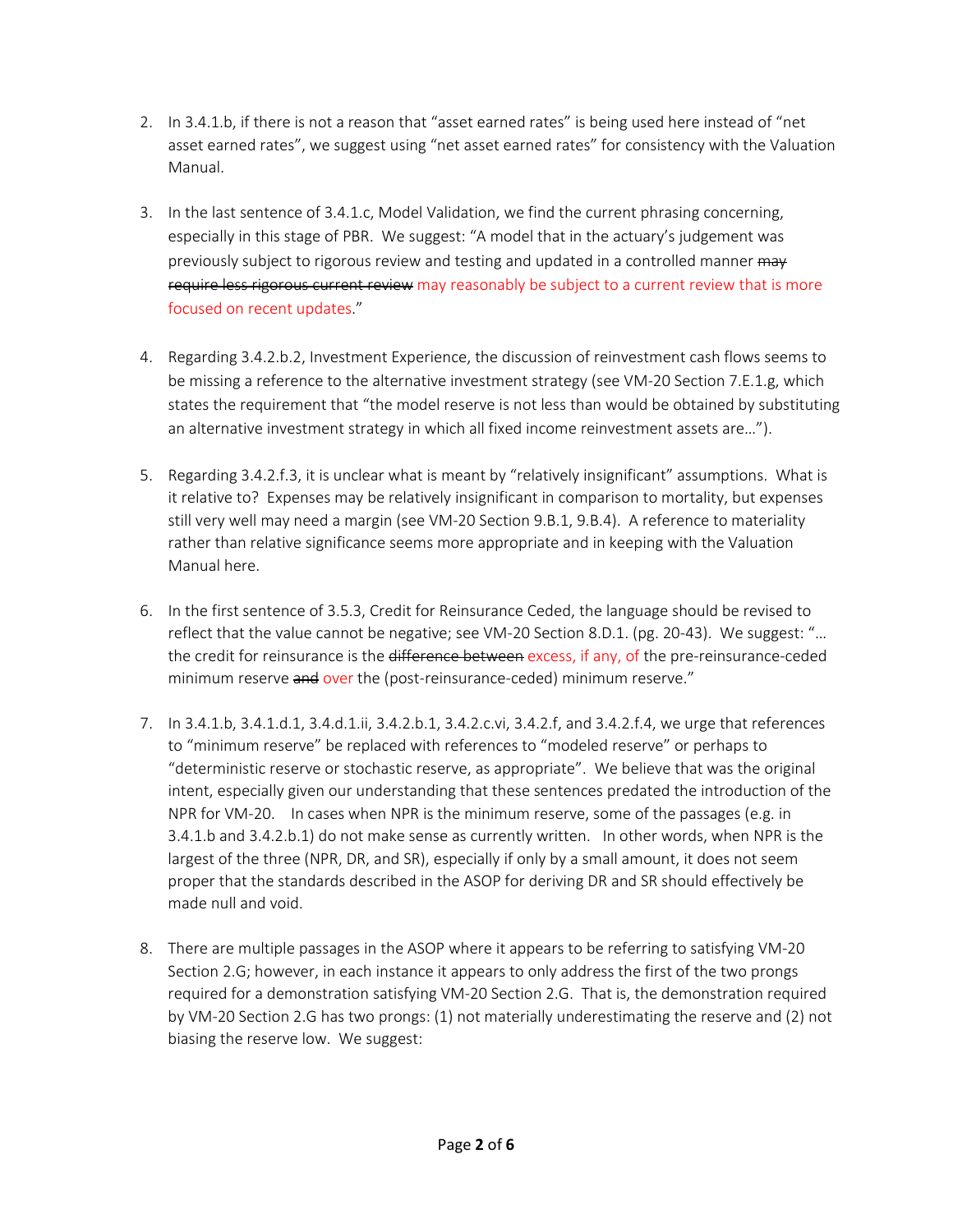2. In 3.4.1.b, if there is not a reason that "asset earned rates" is being used here instead of "net asset earned rates", we suggest using "net asset earned rates" for consistency with the Valuation Manual.

3. In the last sentence of 3.4.1.c, Model Validation, we find the current phrasing concerning, especially in this stage of PBR. We suggest: "A model that in the actuary's judgement was previously subject to rigorous review and testing and updated in a controlled manner ~~may require less rigorous current review~~ may reasonably be subject to a current review that is more focused on recent updates."

4. Regarding 3.4.2.b.2, Investment Experience, the discussion of reinvestment cash flows seems to be missing a reference to the alternative investment strategy (see VM-20 Section 7.E.1.g, which states the requirement that "the model reserve is not less than would be obtained by substituting an alternative investment strategy in which all fixed income reinvestment assets are…").

5. Regarding 3.4.2.f.3, it is unclear what is meant by "relatively insignificant" assumptions. What is it relative to? Expenses may be relatively insignificant in comparison to mortality, but expenses still very well may need a margin (see VM-20 Section 9.B.1, 9.B.4). A reference to materiality rather than relative significance seems more appropriate and in keeping with the Valuation Manual here.

6. In the first sentence of 3.5.3, Credit for Reinsurance Ceded, the language should be revised to reflect that the value cannot be negative; see VM-20 Section 8.D.1. (pg. 20-43). We suggest: "… the credit for reinsurance is the ~~difference between~~ excess, if any, of the pre-reinsurance-ceded minimum reserve ~~and~~ over the (post-reinsurance-ceded) minimum reserve."

7. In 3.4.1.b, 3.4.1.d.1, 3.4.d.1.ii, 3.4.2.b.1, 3.4.2.c.vi, 3.4.2.f, and 3.4.2.f.4, we urge that references to "minimum reserve" be replaced with references to "modeled reserve" or perhaps to "deterministic reserve or stochastic reserve, as appropriate". We believe that was the original intent, especially given our understanding that these sentences predated the introduction of the NPR for VM-20. In cases when NPR is the minimum reserve, some of the passages (e.g. in 3.4.1.b and 3.4.2.b.1) do not make sense as currently written. In other words, when NPR is the largest of the three (NPR, DR, and SR), especially if only by a small amount, it does not seem proper that the standards described in the ASOP for deriving DR and SR should effectively be made null and void.

8. There are multiple passages in the ASOP where it appears to be referring to satisfying VM-20 Section 2.G; however, in each instance it appears to only address the first of the two prongs required for a demonstration satisfying VM-20 Section 2.G. That is, the demonstration required by VM-20 Section 2.G has two prongs: (1) not materially underestimating the reserve and (2) not biasing the reserve low. We suggest: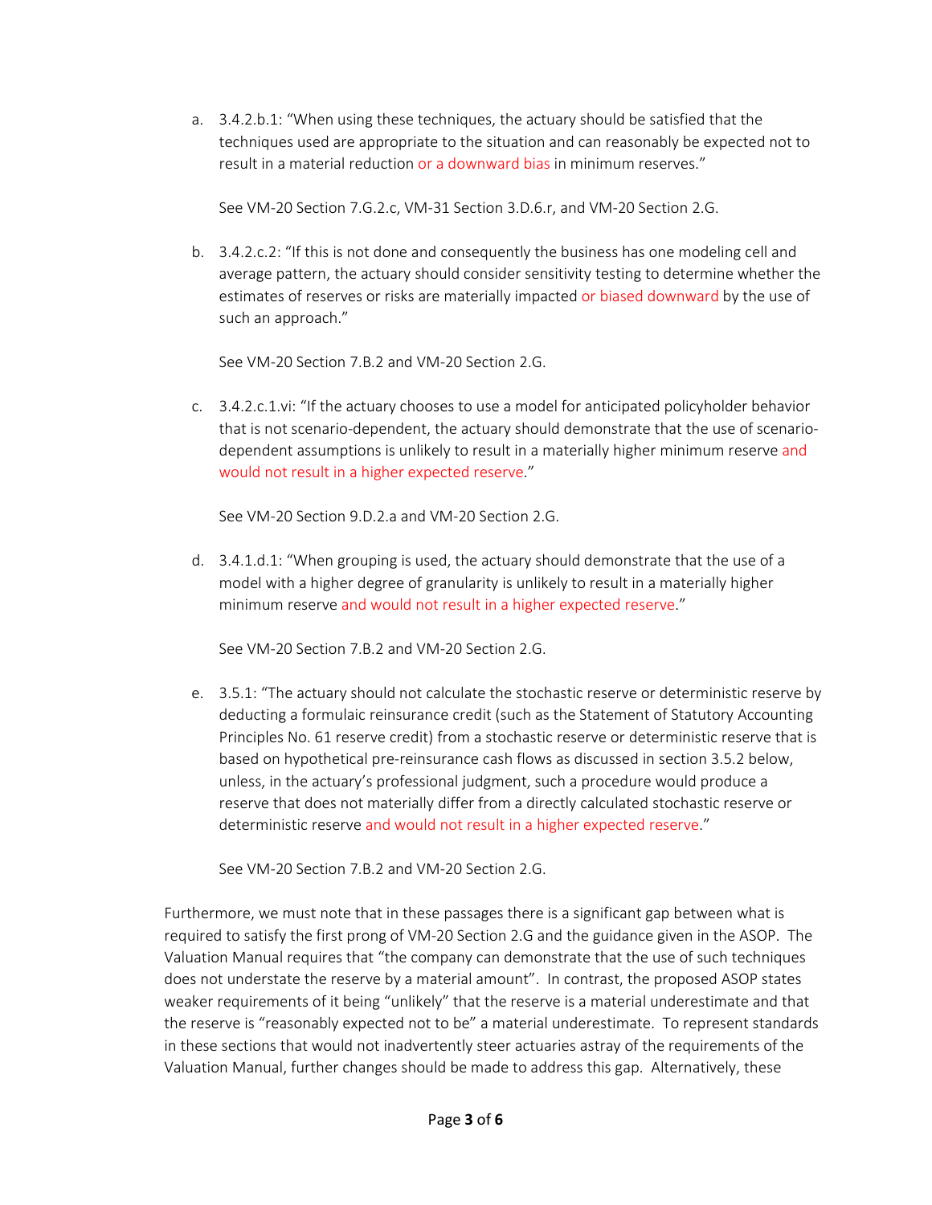a. 3.4.2.b.1: "When using these techniques, the actuary should be satisfied that the techniques used are appropriate to the situation and can reasonably be expected not to result in a material reduction or a downward bias in minimum reserves."

   See VM-20 Section 7.G.2.c, VM-31 Section 3.D.6.r, and VM-20 Section 2.G.

b. 3.4.2.c.2: "If this is not done and consequently the business has one modeling cell and average pattern, the actuary should consider sensitivity testing to determine whether the estimates of reserves or risks are materially impacted or biased downward by the use of such an approach."

   See VM-20 Section 7.B.2 and VM-20 Section 2.G.

c. 3.4.2.c.1.vi: "If the actuary chooses to use a model for anticipated policyholder behavior that is not scenario-dependent, the actuary should demonstrate that the use of scenario-dependent assumptions is unlikely to result in a materially higher minimum reserve and would not result in a higher expected reserve."

   See VM-20 Section 9.D.2.a and VM-20 Section 2.G.

d. 3.4.1.d.1: "When grouping is used, the actuary should demonstrate that the use of a model with a higher degree of granularity is unlikely to result in a materially higher minimum reserve and would not result in a higher expected reserve."

   See VM-20 Section 7.B.2 and VM-20 Section 2.G.

e. 3.5.1: "The actuary should not calculate the stochastic reserve or deterministic reserve by deducting a formulaic reinsurance credit (such as the Statement of Statutory Accounting Principles No. 61 reserve credit) from a stochastic reserve or deterministic reserve that is based on hypothetical pre-reinsurance cash flows as discussed in section 3.5.2 below, unless, in the actuary's professional judgment, such a procedure would produce a reserve that does not materially differ from a directly calculated stochastic reserve or deterministic reserve and would not result in a higher expected reserve."

   See VM-20 Section 7.B.2 and VM-20 Section 2.G.

Furthermore, we must note that in these passages there is a significant gap between what is required to satisfy the first prong of VM-20 Section 2.G and the guidance given in the ASOP. The Valuation Manual requires that "the company can demonstrate that the use of such techniques does not understate the reserve by a material amount". In contrast, the proposed ASOP states weaker requirements of it being "unlikely" that the reserve is a material underestimate and that the reserve is "reasonably expected not to be" a material underestimate. To represent standards in these sections that would not inadvertently steer actuaries astray of the requirements of the Valuation Manual, further changes should be made to address this gap. Alternatively, these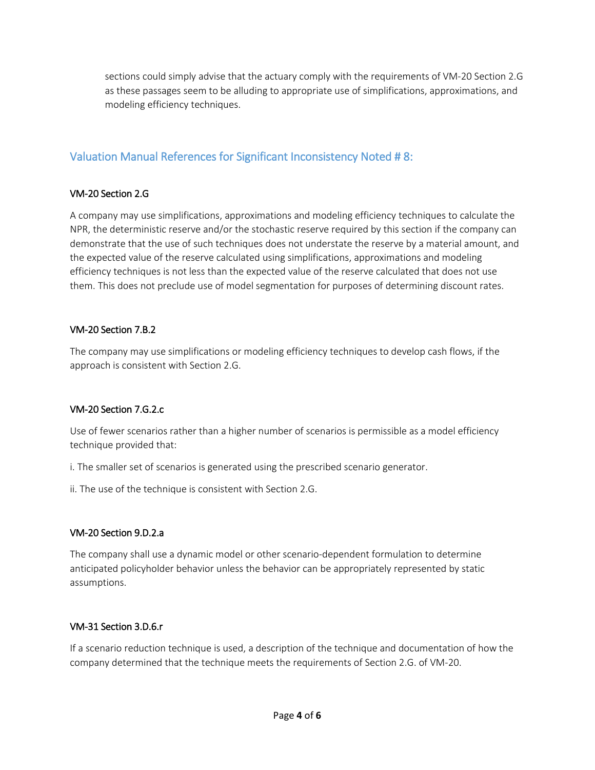sections could simply advise that the actuary comply with the requirements of VM-20 Section 2.G as these passages seem to be alluding to appropriate use of simplifications, approximations, and modeling efficiency techniques.

## Valuation Manual References for Significant Inconsistency Noted # 8:

### VM-20 Section 2.G

A company may use simplifications, approximations and modeling efficiency techniques to calculate the NPR, the deterministic reserve and/or the stochastic reserve required by this section if the company can demonstrate that the use of such techniques does not understate the reserve by a material amount, and the expected value of the reserve calculated using simplifications, approximations and modeling efficiency techniques is not less than the expected value of the reserve calculated that does not use them. This does not preclude use of model segmentation for purposes of determining discount rates.

### VM-20 Section 7.B.2

The company may use simplifications or modeling efficiency techniques to develop cash flows, if the approach is consistent with Section 2.G.

### VM-20 Section 7.G.2.c

Use of fewer scenarios rather than a higher number of scenarios is permissible as a model efficiency technique provided that:

i. The smaller set of scenarios is generated using the prescribed scenario generator.

ii. The use of the technique is consistent with Section 2.G.

### VM-20 Section 9.D.2.a

The company shall use a dynamic model or other scenario-dependent formulation to determine anticipated policyholder behavior unless the behavior can be appropriately represented by static assumptions.

### VM-31 Section 3.D.6.r

If a scenario reduction technique is used, a description of the technique and documentation of how the company determined that the technique meets the requirements of Section 2.G. of VM-20.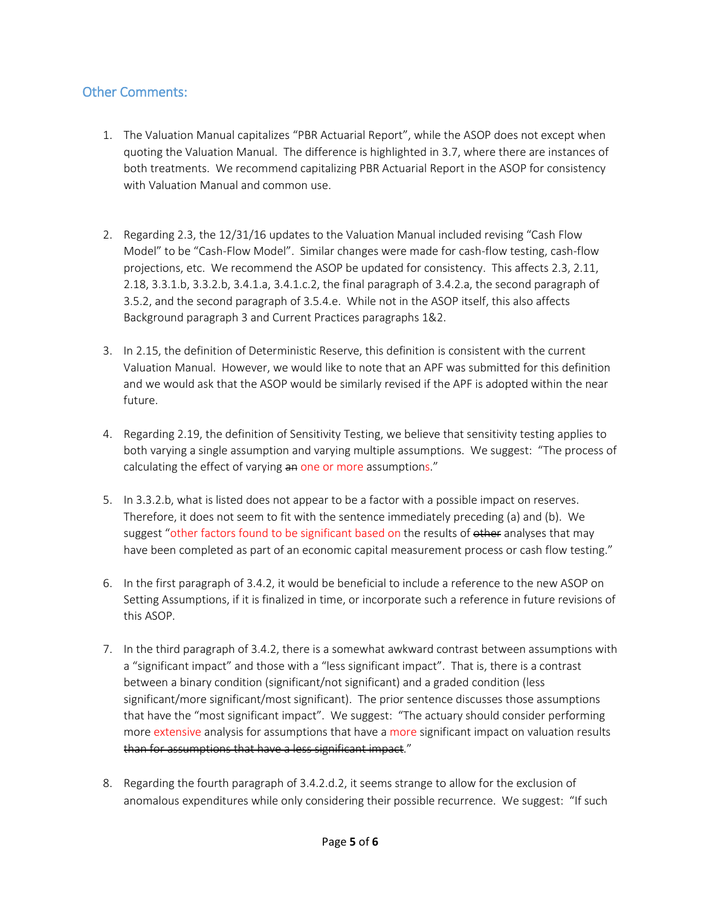## Other Comments:

1. The Valuation Manual capitalizes "PBR Actuarial Report", while the ASOP does not except when quoting the Valuation Manual. The difference is highlighted in 3.7, where there are instances of both treatments. We recommend capitalizing PBR Actuarial Report in the ASOP for consistency with Valuation Manual and common use.

2. Regarding 2.3, the 12/31/16 updates to the Valuation Manual included revising "Cash Flow Model" to be "Cash-Flow Model". Similar changes were made for cash-flow testing, cash-flow projections, etc. We recommend the ASOP be updated for consistency. This affects 2.3, 2.11, 2.18, 3.3.1.b, 3.3.2.b, 3.4.1.a, 3.4.1.c.2, the final paragraph of 3.4.2.a, the second paragraph of 3.5.2, and the second paragraph of 3.5.4.e. While not in the ASOP itself, this also affects Background paragraph 3 and Current Practices paragraphs 1&2.

3. In 2.15, the definition of Deterministic Reserve, this definition is consistent with the current Valuation Manual. However, we would like to note that an APF was submitted for this definition and we would ask that the ASOP would be similarly revised if the APF is adopted within the near future.

4. Regarding 2.19, the definition of Sensitivity Testing, we believe that sensitivity testing applies to both varying a single assumption and varying multiple assumptions. We suggest: "The process of calculating the effect of varying ~~an~~ one or more assumptions."

5. In 3.3.2.b, what is listed does not appear to be a factor with a possible impact on reserves. Therefore, it does not seem to fit with the sentence immediately preceding (a) and (b). We suggest "other factors found to be significant based on the results of ~~other~~ analyses that may have been completed as part of an economic capital measurement process or cash flow testing."

6. In the first paragraph of 3.4.2, it would be beneficial to include a reference to the new ASOP on Setting Assumptions, if it is finalized in time, or incorporate such a reference in future revisions of this ASOP.

7. In the third paragraph of 3.4.2, there is a somewhat awkward contrast between assumptions with a "significant impact" and those with a "less significant impact". That is, there is a contrast between a binary condition (significant/not significant) and a graded condition (less significant/more significant/most significant). The prior sentence discusses those assumptions that have the "most significant impact". We suggest: "The actuary should consider performing more extensive analysis for assumptions that have a more significant impact on valuation results ~~than for assumptions that have a less significant impact~~."

8. Regarding the fourth paragraph of 3.4.2.d.2, it seems strange to allow for the exclusion of anomalous expenditures while only considering their possible recurrence. We suggest: "If such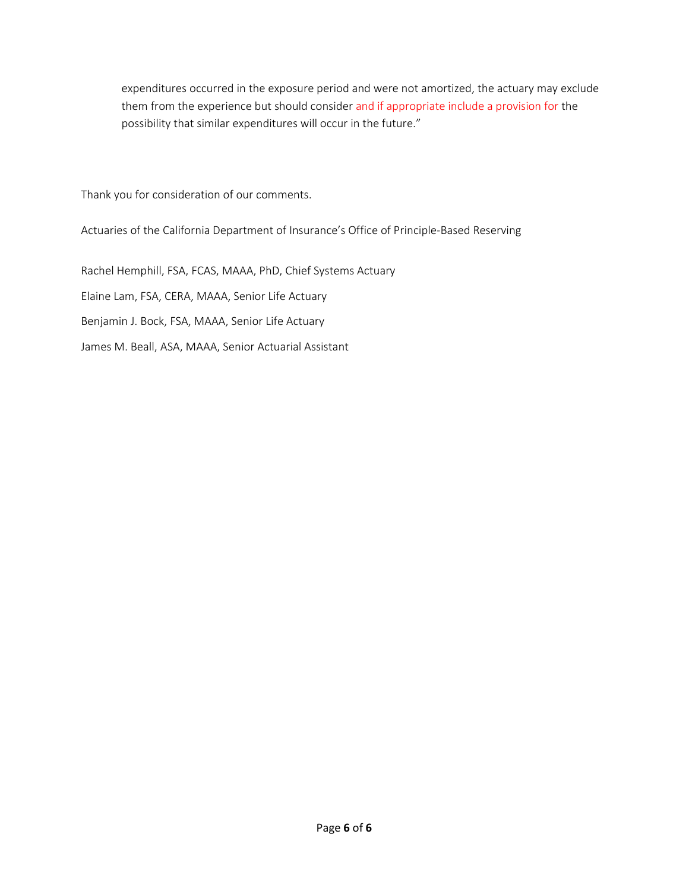expenditures occurred in the exposure period and were not amortized, the actuary may exclude them from the experience but should consider and if appropriate include a provision for the possibility that similar expenditures will occur in the future."

Thank you for consideration of our comments.

Actuaries of the California Department of Insurance's Office of Principle-Based Reserving

Rachel Hemphill, FSA, FCAS, MAAA, PhD, Chief Systems Actuary

Elaine Lam, FSA, CERA, MAAA, Senior Life Actuary

Benjamin J. Bock, FSA, MAAA, Senior Life Actuary

James M. Beall, ASA, MAAA, Senior Actuarial Assistant